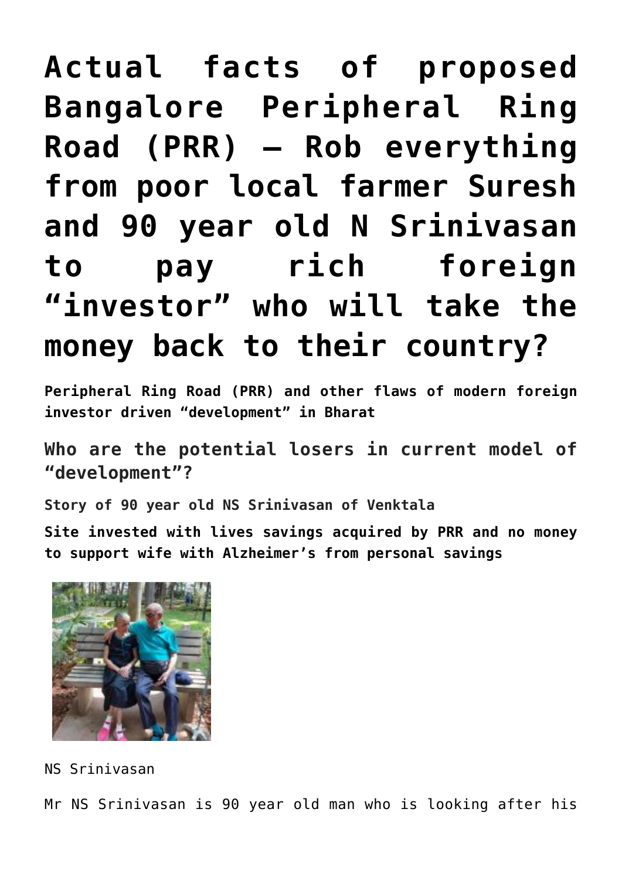# Actual facts of proposed Bangalore Peripheral Ring Road (PRR) – Rob everything from poor local farmer Suresh and 90 year old N Srinivasan to pay rich foreign "investor" who will take the money back to their country?

**Peripheral Ring Road (PRR) and other flaws of modern foreign investor driven "development" in Bharat**

## Who are the potential losers in current model of "development"?

### Story of 90 year old NS Srinivasan of Venktala

**Site invested with lives savings acquired by PRR and no money to support wife with Alzheimer's from personal savings**

NS Srinivasan

Mr NS Srinivasan is 90 year old man who is looking after his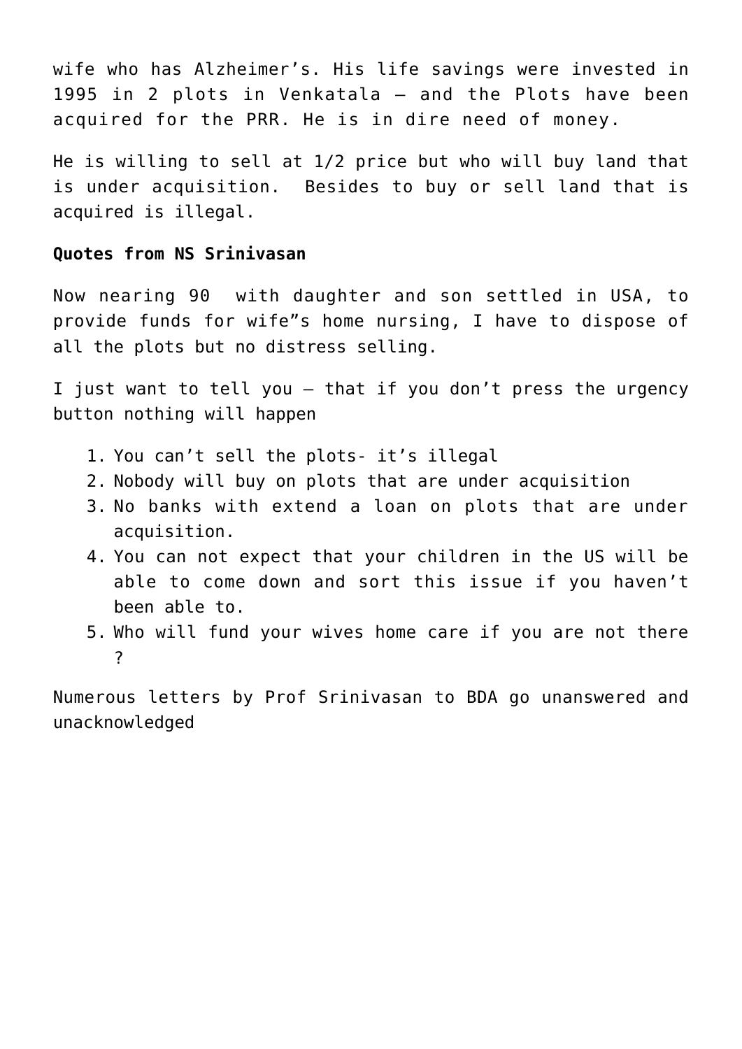wife who has Alzheimer's. His life savings were invested in 1995 in 2 plots in Venkatala – and the Plots have been acquired for the PRR. He is in dire need of money.

He is willing to sell at 1/2 price but who will buy land that is under acquisition. Besides to buy or sell land that is acquired is illegal.

**Quotes from NS Srinivasan**

Now nearing 90 with daughter and son settled in USA, to provide funds for wife"s home nursing, I have to dispose of all the plots but no distress selling.

I just want to tell you – that if you don't press the urgency button nothing will happen

1. You can't sell the plots- it's illegal
2. Nobody will buy on plots that are under acquisition
3. No banks with extend a loan on plots that are under acquisition.
4. You can not expect that your children in the US will be able to come down and sort this issue if you haven't been able to.
5. Who will fund your wives home care if you are not there ?

Numerous letters by Prof Srinivasan to BDA go unanswered and unacknowledged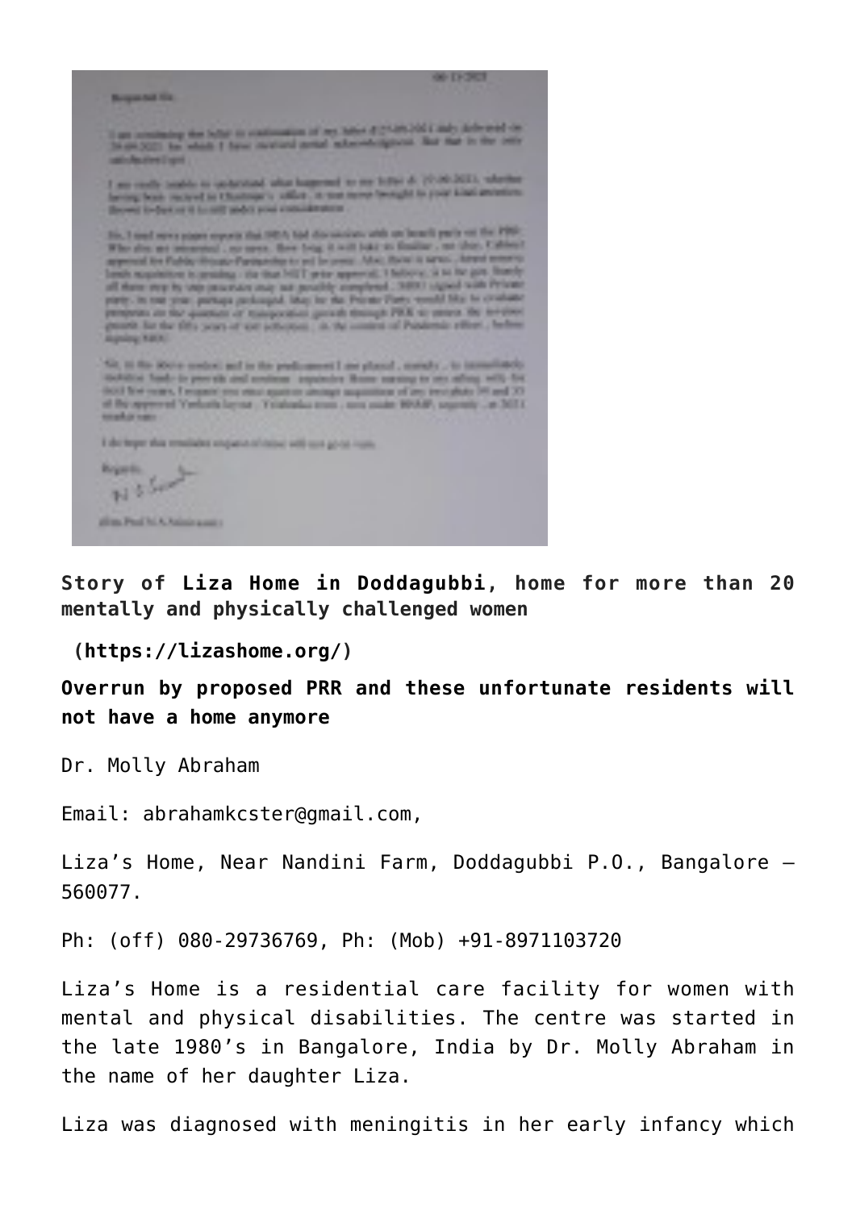**Story of Liza Home in Doddagubbi, home for more than 20 mentally and physically challenged women**

**(https://lizashome.org/)**

**Overrun by proposed PRR and these unfortunate residents will not have a home anymore**

Dr. Molly Abraham

Email: abrahamkcster@gmail.com,

Liza's Home, Near Nandini Farm, Doddagubbi P.O., Bangalore – 560077.

Ph: (off) 080-29736769, Ph: (Mob) +91-8971103720

Liza's Home is a residential care facility for women with mental and physical disabilities. The centre was started in the late 1980's in Bangalore, India by Dr. Molly Abraham in the name of her daughter Liza.

Liza was diagnosed with meningitis in her early infancy which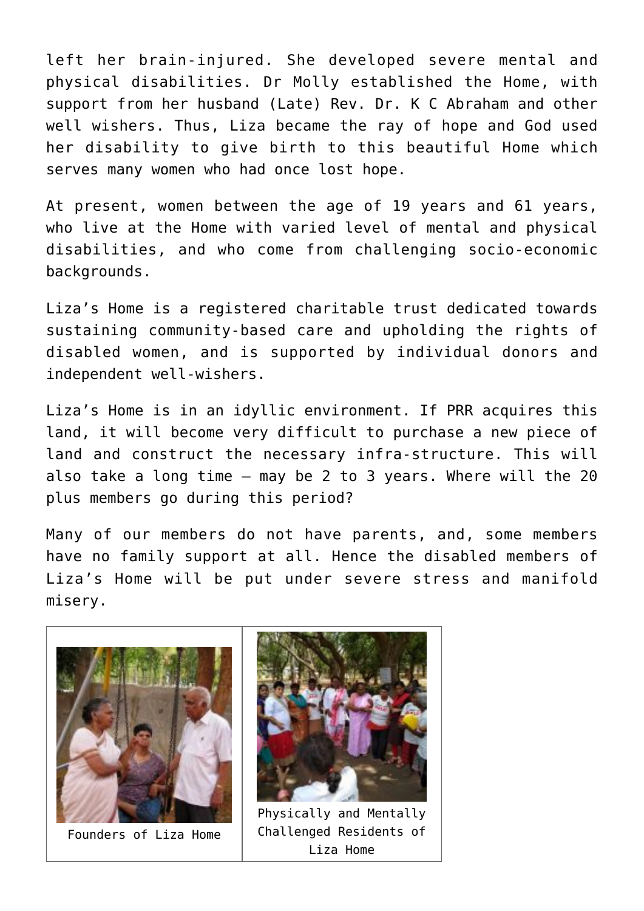left her brain-injured. She developed severe mental and physical disabilities. Dr Molly established the Home, with support from her husband (Late) Rev. Dr. K C Abraham and other well wishers. Thus, Liza became the ray of hope and God used her disability to give birth to this beautiful Home which serves many women who had once lost hope.

At present, women between the age of 19 years and 61 years, who live at the Home with varied level of mental and physical disabilities, and who come from challenging socio-economic backgrounds.

Liza's Home is a registered charitable trust dedicated towards sustaining community-based care and upholding the rights of disabled women, and is supported by individual donors and independent well-wishers.

Liza's Home is in an idyllic environment. If PRR acquires this land, it will become very difficult to purchase a new piece of land and construct the necessary infra-structure. This will also take a long time – may be 2 to 3 years. Where will the 20 plus members go during this period?

Many of our members do not have parents, and, some members have no family support at all. Hence the disabled members of Liza's Home will be put under severe stress and manifold misery.

Founders of Liza Home

Physically and Mentally Challenged Residents of Liza Home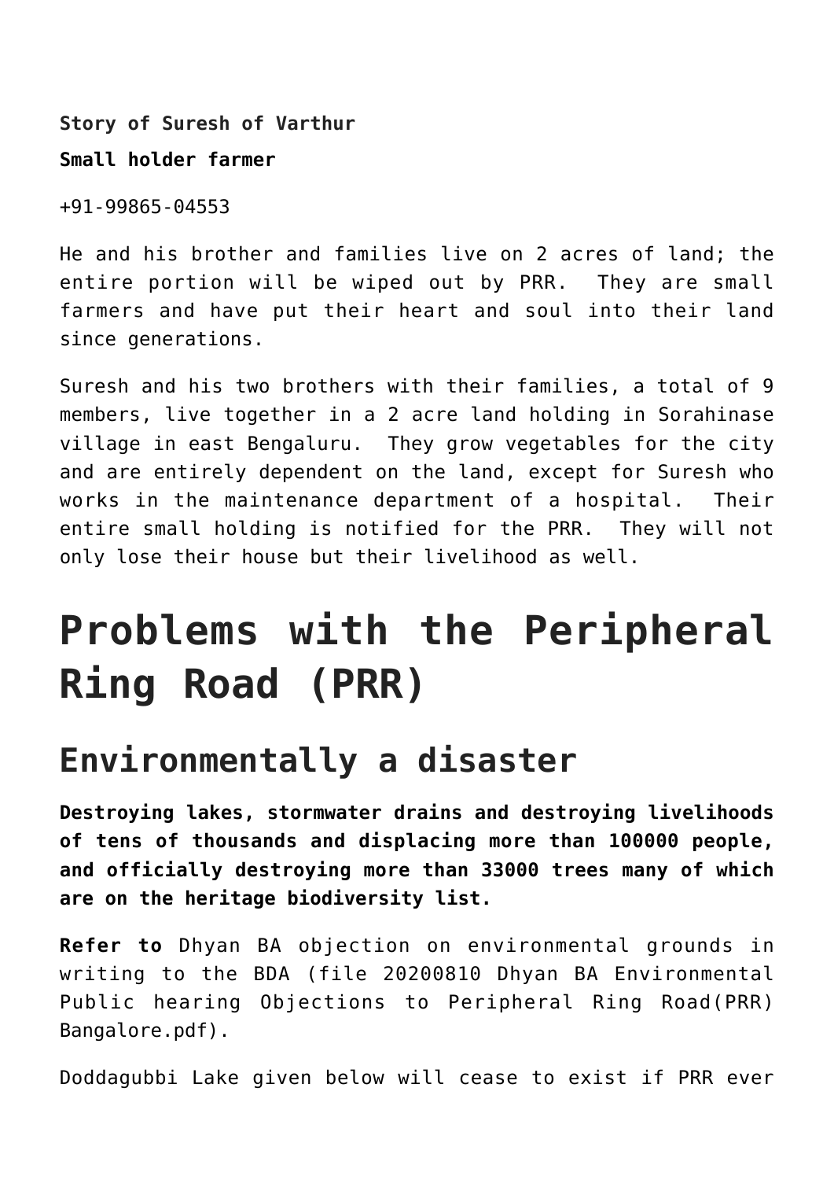**Story of Suresh of Varthur**

**Small holder farmer**

+91-99865-04553

He and his brother and families live on 2 acres of land; the entire portion will be wiped out by PRR.  They are small farmers and have put their heart and soul into their land since generations.

Suresh and his two brothers with their families, a total of 9 members, live together in a 2 acre land holding in Sorahinase village in east Bengaluru.  They grow vegetables for the city and are entirely dependent on the land, except for Suresh who works in the maintenance department of a hospital.  Their entire small holding is notified for the PRR.  They will not only lose their house but their livelihood as well.

# Problems with the Peripheral Ring Road (PRR)

## Environmentally a disaster

**Destroying lakes, stormwater drains and destroying livelihoods of tens of thousands and displacing more than 100000 people, and officially destroying more than 33000 trees many of which are on the heritage biodiversity list.**

**Refer to** Dhyan BA objection on environmental grounds in writing to the BDA (file 20200810 Dhyan BA Environmental Public hearing Objections to Peripheral Ring Road(PRR) Bangalore.pdf).

Doddagubbi Lake given below will cease to exist if PRR ever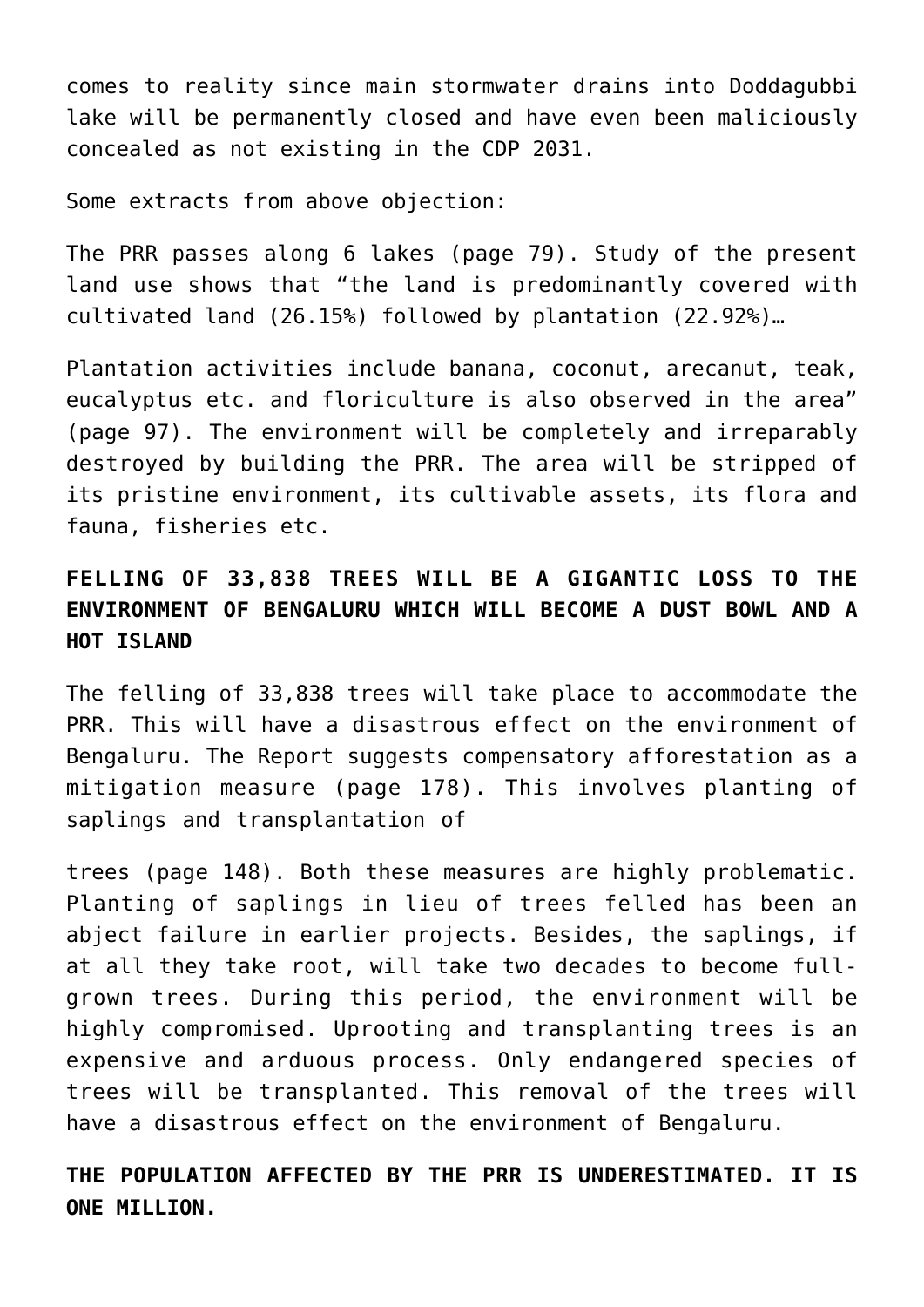comes to reality since main stormwater drains into Doddagubbi lake will be permanently closed and have even been maliciously concealed as not existing in the CDP 2031.

Some extracts from above objection:

The PRR passes along 6 lakes (page 79). Study of the present land use shows that "the land is predominantly covered with cultivated land (26.15%) followed by plantation (22.92%)…

Plantation activities include banana, coconut, arecanut, teak, eucalyptus etc. and floriculture is also observed in the area" (page 97). The environment will be completely and irreparably destroyed by building the PRR. The area will be stripped of its pristine environment, its cultivable assets, its flora and fauna, fisheries etc.

**FELLING OF 33,838 TREES WILL BE A GIGANTIC LOSS TO THE ENVIRONMENT OF BENGALURU WHICH WILL BECOME A DUST BOWL AND A HOT ISLAND**

The felling of 33,838 trees will take place to accommodate the PRR. This will have a disastrous effect on the environment of Bengaluru. The Report suggests compensatory afforestation as a mitigation measure (page 178). This involves planting of saplings and transplantation of trees (page 148). Both these measures are highly problematic. Planting of saplings in lieu of trees felled has been an abject failure in earlier projects. Besides, the saplings, if at all they take root, will take two decades to become full-grown trees. During this period, the environment will be highly compromised. Uprooting and transplanting trees is an expensive and arduous process. Only endangered species of trees will be transplanted. This removal of the trees will have a disastrous effect on the environment of Bengaluru.

**THE POPULATION AFFECTED BY THE PRR IS UNDERESTIMATED. IT IS ONE MILLION.**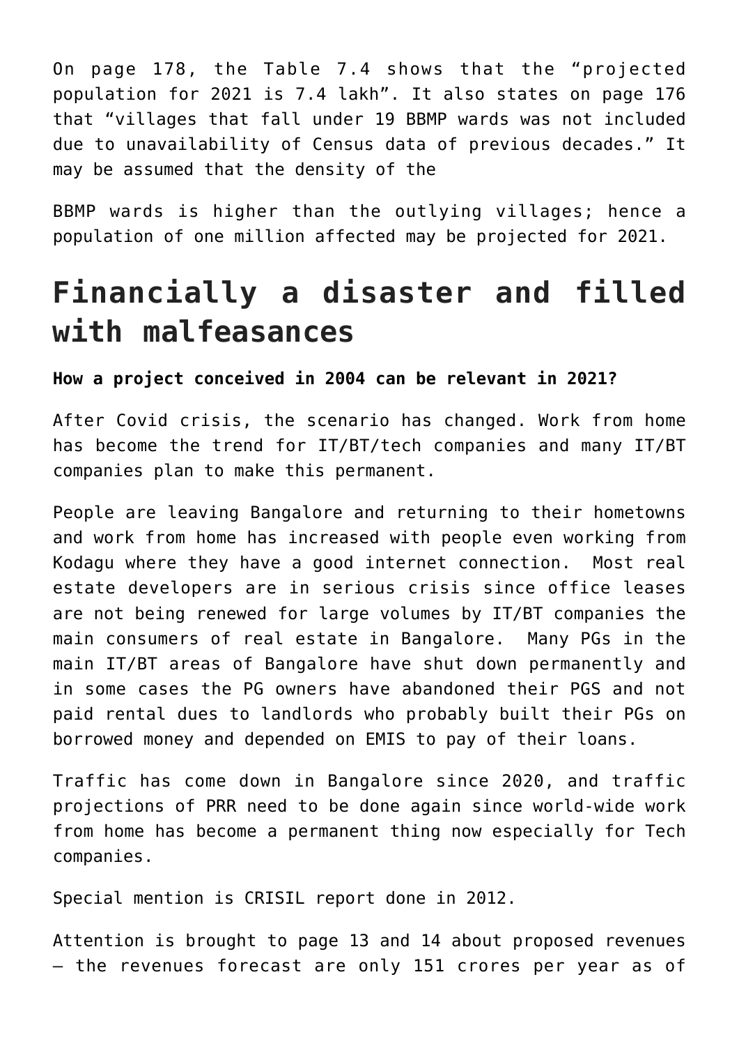On page 178, the Table 7.4 shows that the "projected population for 2021 is 7.4 lakh". It also states on page 176 that "villages that fall under 19 BBMP wards was not included due to unavailability of Census data of previous decades." It may be assumed that the density of the

BBMP wards is higher than the outlying villages; hence a population of one million affected may be projected for 2021.

## Financially a disaster and filled with malfeasances

**How a project conceived in 2004 can be relevant in 2021?**

After Covid crisis, the scenario has changed. Work from home has become the trend for IT/BT/tech companies and many IT/BT companies plan to make this permanent.

People are leaving Bangalore and returning to their hometowns and work from home has increased with people even working from Kodagu where they have a good internet connection. Most real estate developers are in serious crisis since office leases are not being renewed for large volumes by IT/BT companies the main consumers of real estate in Bangalore. Many PGs in the main IT/BT areas of Bangalore have shut down permanently and in some cases the PG owners have abandoned their PGS and not paid rental dues to landlords who probably built their PGs on borrowed money and depended on EMIS to pay of their loans.

Traffic has come down in Bangalore since 2020, and traffic projections of PRR need to be done again since world-wide work from home has become a permanent thing now especially for Tech companies.

Special mention is CRISIL report done in 2012.

Attention is brought to page 13 and 14 about proposed revenues – the revenues forecast are only 151 crores per year as of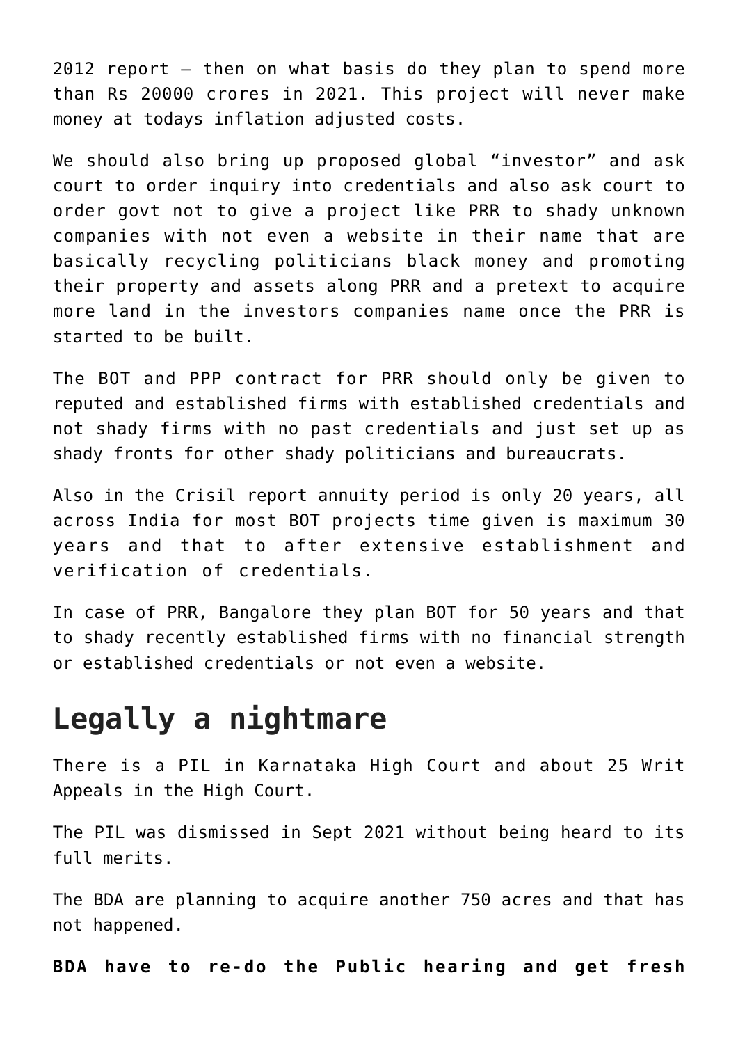2012 report – then on what basis do they plan to spend more than Rs 20000 crores in 2021. This project will never make money at todays inflation adjusted costs.

We should also bring up proposed global "investor" and ask court to order inquiry into credentials and also ask court to order govt not to give a project like PRR to shady unknown companies with not even a website in their name that are basically recycling politicians black money and promoting their property and assets along PRR and a pretext to acquire more land in the investors companies name once the PRR is started to be built.

The BOT and PPP contract for PRR should only be given to reputed and established firms with established credentials and not shady firms with no past credentials and just set up as shady fronts for other shady politicians and bureaucrats.

Also in the Crisil report annuity period is only 20 years, all across India for most BOT projects time given is maximum 30 years and that to after extensive establishment and verification of credentials.

In case of PRR, Bangalore they plan BOT for 50 years and that to shady recently established firms with no financial strength or established credentials or not even a website.

## Legally a nightmare

There is a PIL in Karnataka High Court and about 25 Writ Appeals in the High Court.

The PIL was dismissed in Sept 2021 without being heard to its full merits.

The BDA are planning to acquire another 750 acres and that has not happened.

**BDA have to re-do the Public hearing and get fresh**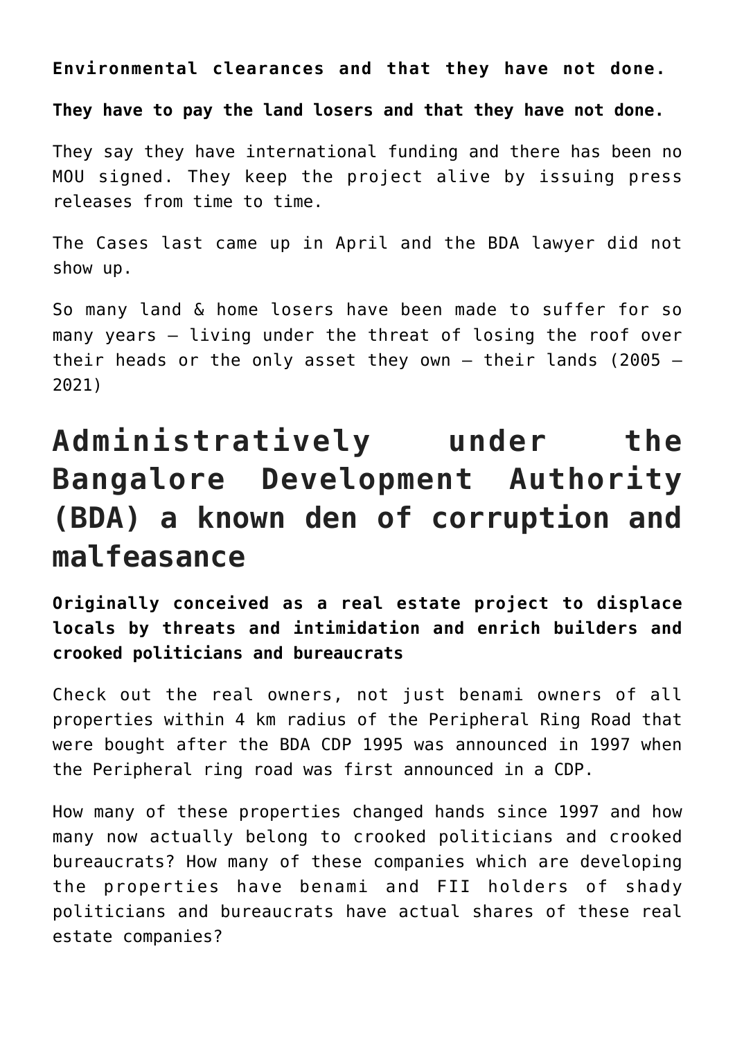**Environmental clearances and that they have not done.**

**They have to pay the land losers and that they have not done.**

They say they have international funding and there has been no MOU signed. They keep the project alive by issuing press releases from time to time.

The Cases last came up in April and the BDA lawyer did not show up.

So many land & home losers have been made to suffer for so many years – living under the threat of losing the roof over their heads or the only asset they own – their lands (2005 – 2021)

## Administratively under the Bangalore Development Authority (BDA) a known den of corruption and malfeasance

**Originally conceived as a real estate project to displace locals by threats and intimidation and enrich builders and crooked politicians and bureaucrats**

Check out the real owners, not just benami owners of all properties within 4 km radius of the Peripheral Ring Road that were bought after the BDA CDP 1995 was announced in 1997 when the Peripheral ring road was first announced in a CDP.

How many of these properties changed hands since 1997 and how many now actually belong to crooked politicians and crooked bureaucrats? How many of these companies which are developing the properties have benami and FII holders of shady politicians and bureaucrats have actual shares of these real estate companies?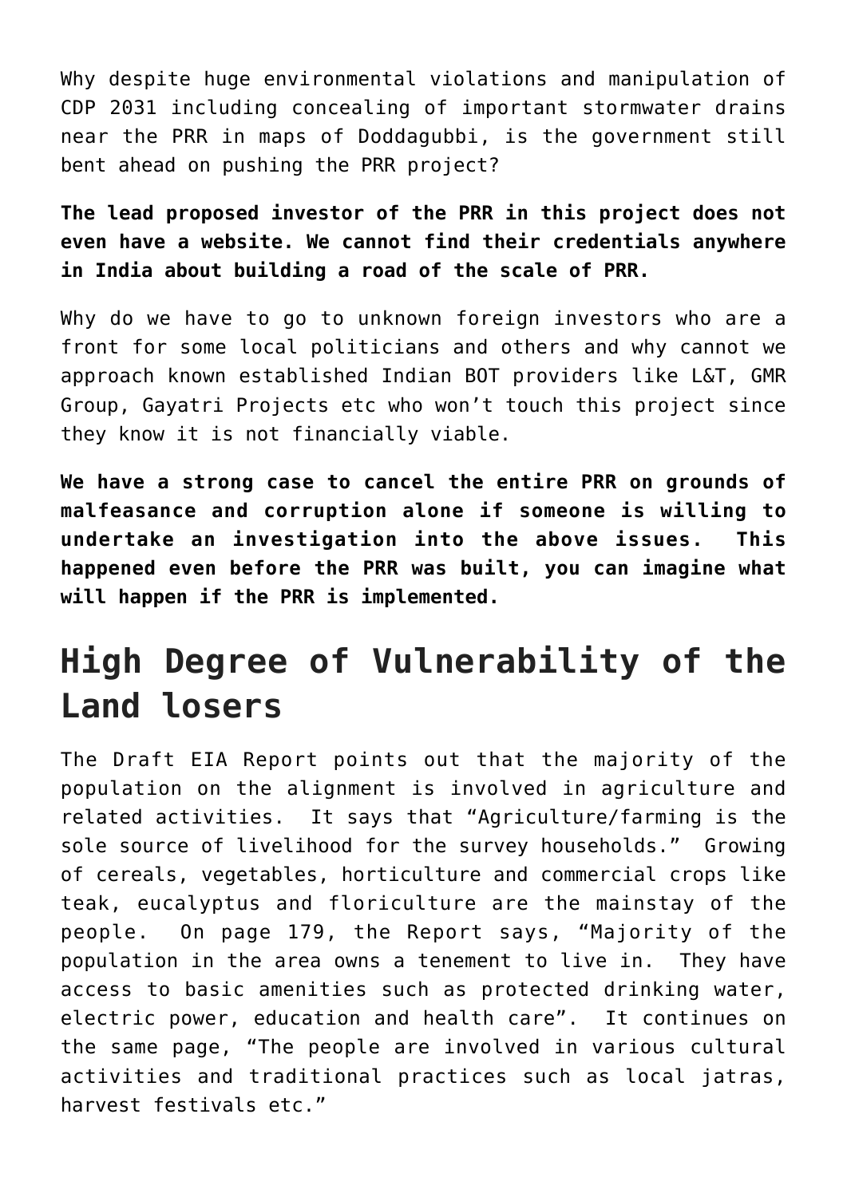Why despite huge environmental violations and manipulation of CDP 2031 including concealing of important stormwater drains near the PRR in maps of Doddagubbi, is the government still bent ahead on pushing the PRR project?

**The lead proposed investor of the PRR in this project does not even have a website. We cannot find their credentials anywhere in India about building a road of the scale of PRR.**

Why do we have to go to unknown foreign investors who are a front for some local politicians and others and why cannot we approach known established Indian BOT providers like L&T, GMR Group, Gayatri Projects etc who won't touch this project since they know it is not financially viable.

**We have a strong case to cancel the entire PRR on grounds of malfeasance and corruption alone if someone is willing to undertake an investigation into the above issues. This happened even before the PRR was built, you can imagine what will happen if the PRR is implemented.**

# High Degree of Vulnerability of the Land losers

The Draft EIA Report points out that the majority of the population on the alignment is involved in agriculture and related activities. It says that "Agriculture/farming is the sole source of livelihood for the survey households." Growing of cereals, vegetables, horticulture and commercial crops like teak, eucalyptus and floriculture are the mainstay of the people. On page 179, the Report says, "Majority of the population in the area owns a tenement to live in. They have access to basic amenities such as protected drinking water, electric power, education and health care". It continues on the same page, "The people are involved in various cultural activities and traditional practices such as local jatras, harvest festivals etc."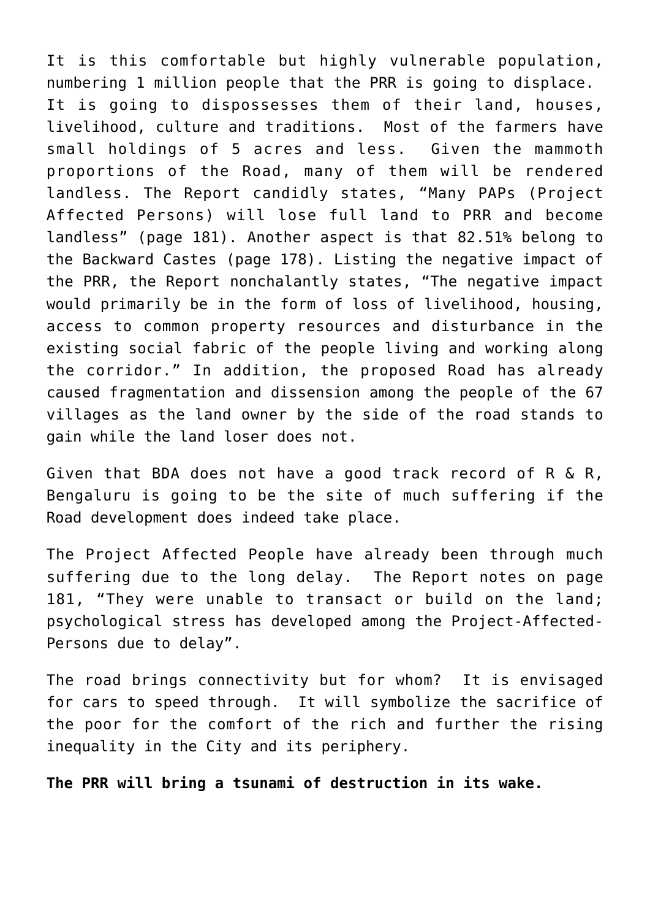It is this comfortable but highly vulnerable population, numbering 1 million people that the PRR is going to displace. It is going to dispossesses them of their land, houses, livelihood, culture and traditions. Most of the farmers have small holdings of 5 acres and less. Given the mammoth proportions of the Road, many of them will be rendered landless. The Report candidly states, "Many PAPs (Project Affected Persons) will lose full land to PRR and become landless" (page 181). Another aspect is that 82.51% belong to the Backward Castes (page 178). Listing the negative impact of the PRR, the Report nonchalantly states, "The negative impact would primarily be in the form of loss of livelihood, housing, access to common property resources and disturbance in the existing social fabric of the people living and working along the corridor." In addition, the proposed Road has already caused fragmentation and dissension among the people of the 67 villages as the land owner by the side of the road stands to gain while the land loser does not.

Given that BDA does not have a good track record of R & R, Bengaluru is going to be the site of much suffering if the Road development does indeed take place.

The Project Affected People have already been through much suffering due to the long delay. The Report notes on page 181, "They were unable to transact or build on the land; psychological stress has developed among the Project-Affected-Persons due to delay".

The road brings connectivity but for whom? It is envisaged for cars to speed through. It will symbolize the sacrifice of the poor for the comfort of the rich and further the rising inequality in the City and its periphery.

**The PRR will bring a tsunami of destruction in its wake.**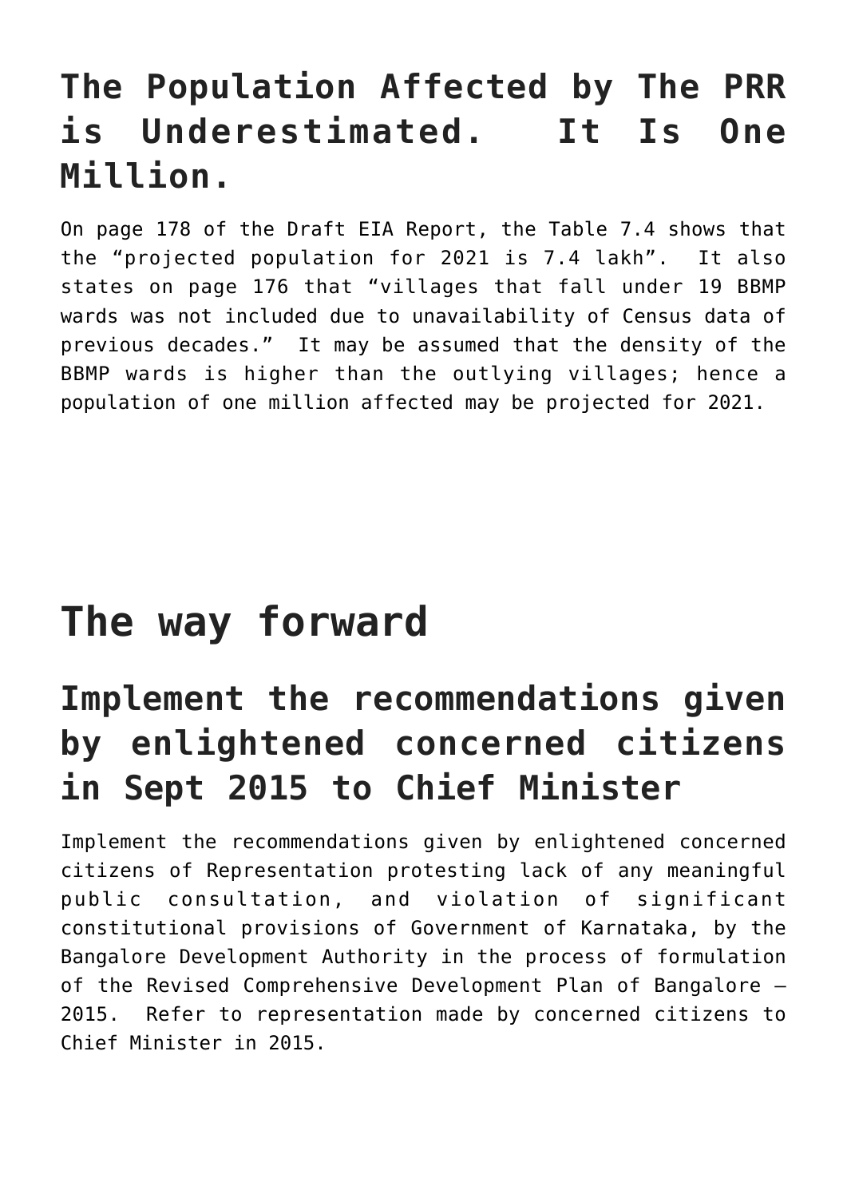## The Population Affected by The PRR is Underestimated. It Is One Million.

On page 178 of the Draft EIA Report, the Table 7.4 shows that the "projected population for 2021 is 7.4 lakh". It also states on page 176 that "villages that fall under 19 BBMP wards was not included due to unavailability of Census data of previous decades." It may be assumed that the density of the BBMP wards is higher than the outlying villages; hence a population of one million affected may be projected for 2021.

# The way forward

## Implement the recommendations given by enlightened concerned citizens in Sept 2015 to Chief Minister

Implement the recommendations given by enlightened concerned citizens of Representation protesting lack of any meaningful public consultation, and violation of significant constitutional provisions of Government of Karnataka, by the Bangalore Development Authority in the process of formulation of the Revised Comprehensive Development Plan of Bangalore – 2015. Refer to representation made by concerned citizens to Chief Minister in 2015.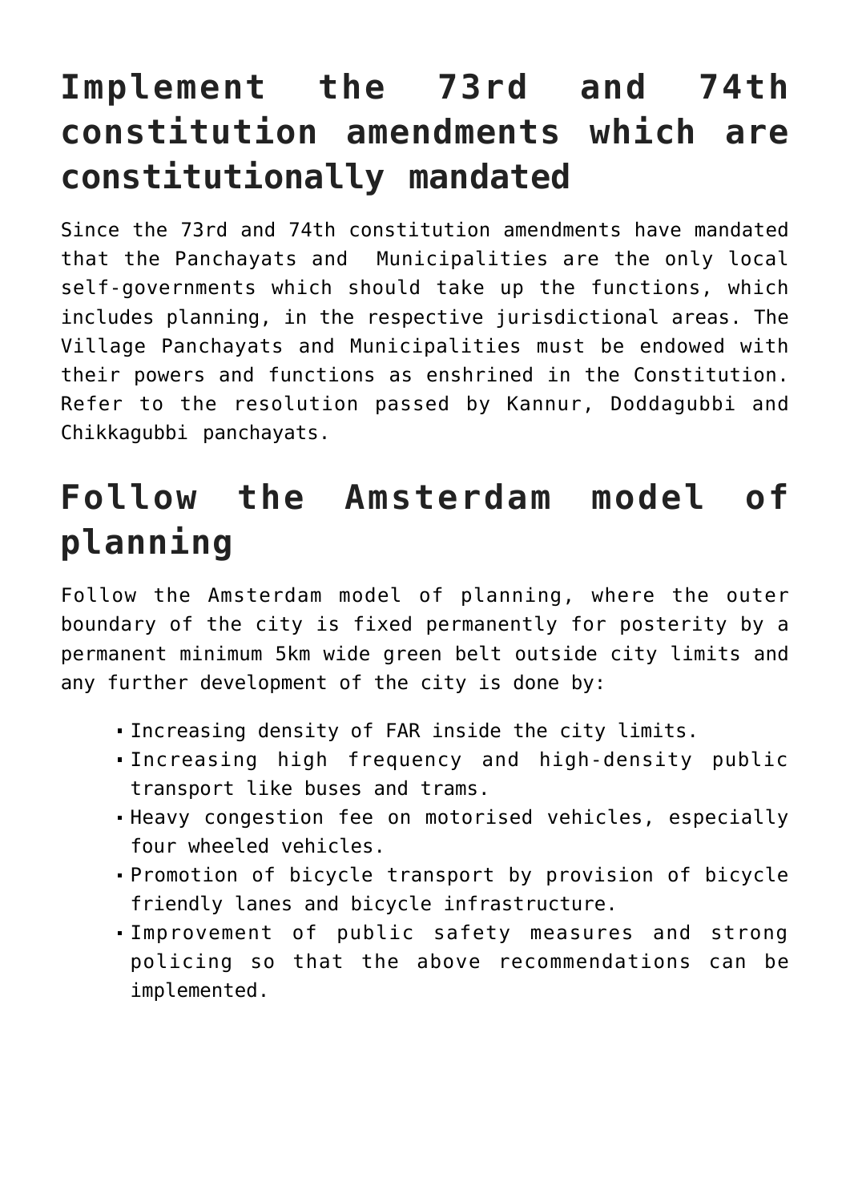## Implement the 73rd and 74th constitution amendments which are constitutionally mandated

Since the 73rd and 74th constitution amendments have mandated that the Panchayats and Municipalities are the only local self-governments which should take up the functions, which includes planning, in the respective jurisdictional areas. The Village Panchayats and Municipalities must be endowed with their powers and functions as enshrined in the Constitution. Refer to the resolution passed by Kannur, Doddagubbi and Chikkagubbi panchayats.

## Follow the Amsterdam model of planning

Follow the Amsterdam model of planning, where the outer boundary of the city is fixed permanently for posterity by a permanent minimum 5km wide green belt outside city limits and any further development of the city is done by:

- Increasing density of FAR inside the city limits.
- Increasing high frequency and high-density public transport like buses and trams.
- Heavy congestion fee on motorised vehicles, especially four wheeled vehicles.
- Promotion of bicycle transport by provision of bicycle friendly lanes and bicycle infrastructure.
- Improvement of public safety measures and strong policing so that the above recommendations can be implemented.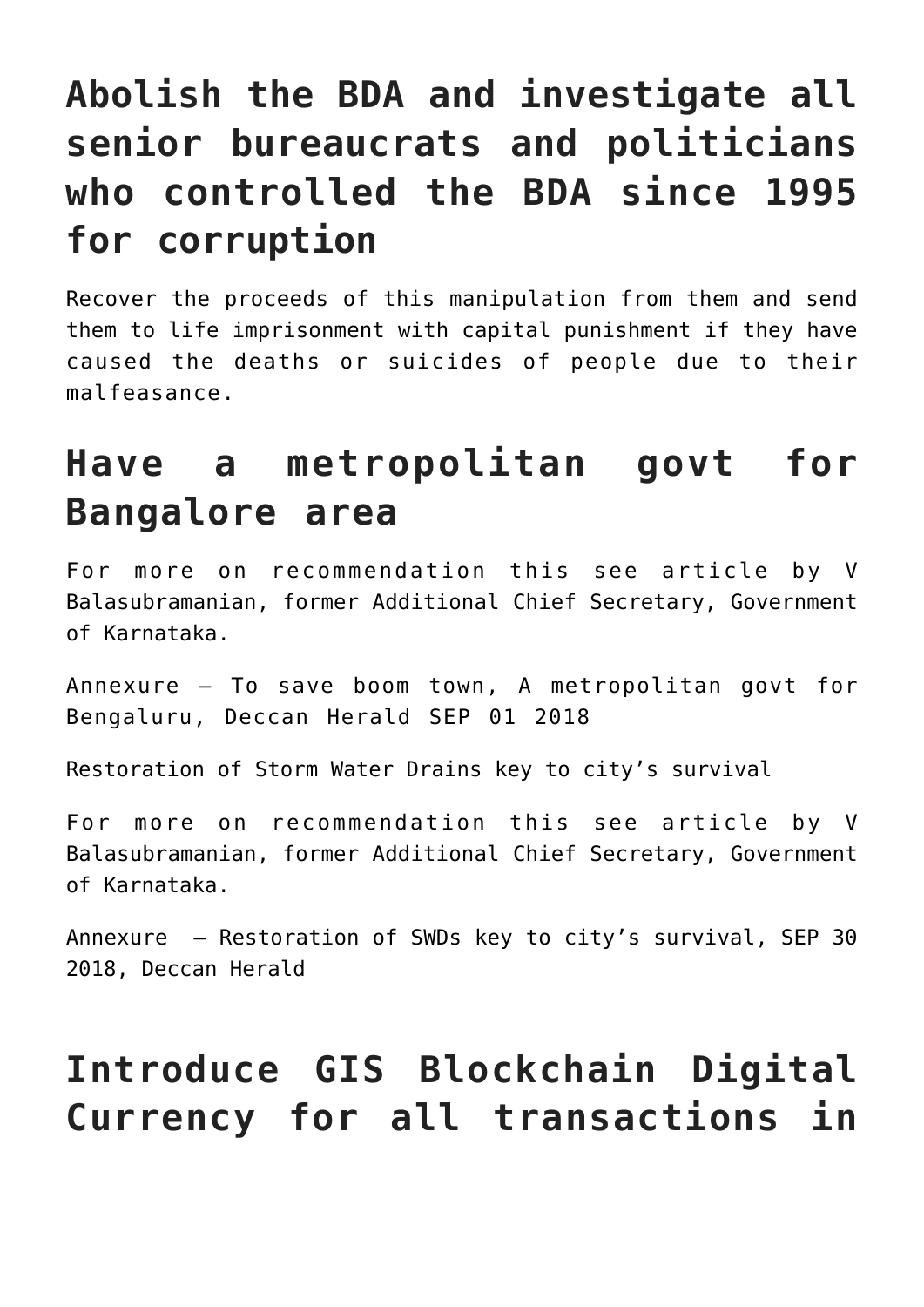## Abolish the BDA and investigate all senior bureaucrats and politicians who controlled the BDA since 1995 for corruption

Recover the proceeds of this manipulation from them and send them to life imprisonment with capital punishment if they have caused the deaths or suicides of people due to their malfeasance.

## Have a metropolitan govt for Bangalore area

For more on recommendation this see article by V Balasubramanian, former Additional Chief Secretary, Government of Karnataka.

Annexure – To save boom town, A metropolitan govt for Bengaluru, Deccan Herald SEP 01 2018

Restoration of Storm Water Drains key to city's survival

For more on recommendation this see article by V Balasubramanian, former Additional Chief Secretary, Government of Karnataka.

Annexure – Restoration of SWDs key to city's survival, SEP 30 2018, Deccan Herald

## Introduce GIS Blockchain Digital Currency for all transactions in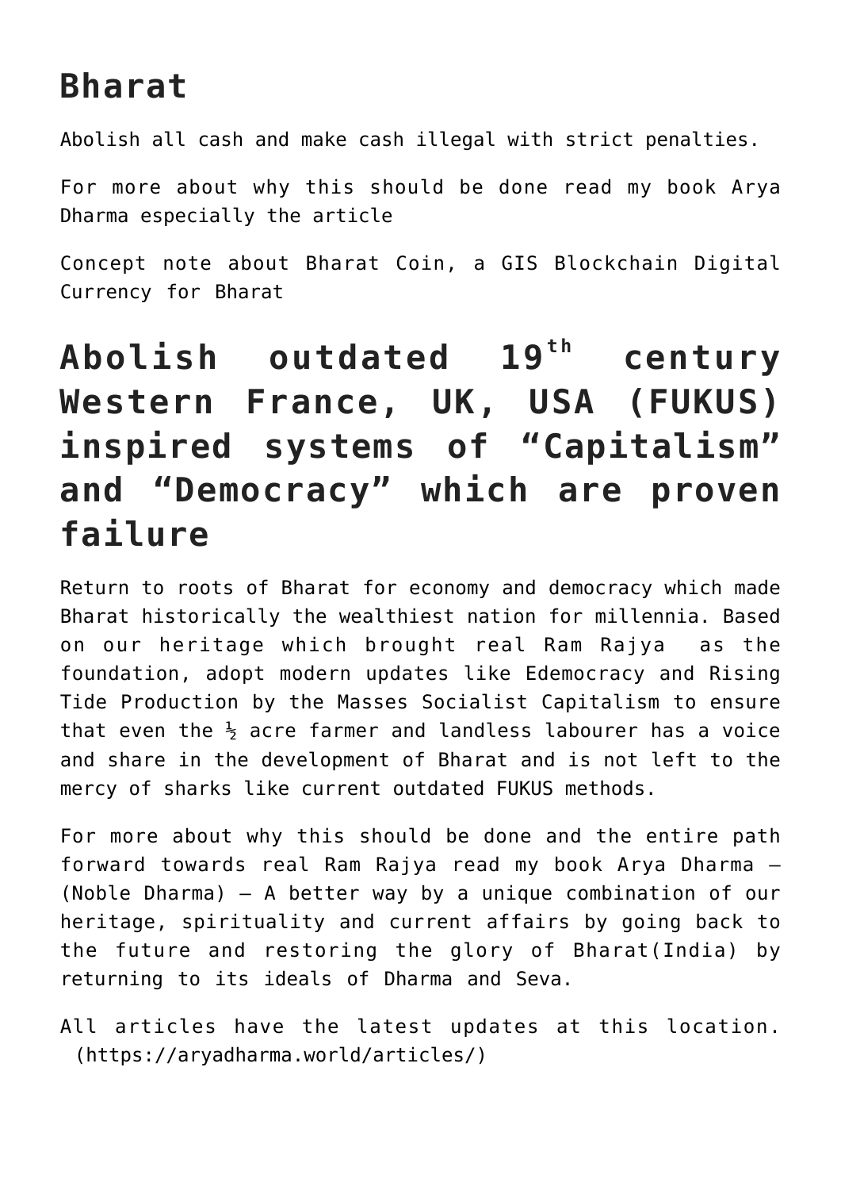## Bharat

Abolish all cash and make cash illegal with strict penalties.

For more about why this should be done read my book Arya Dharma especially the article

Concept note about Bharat Coin, a GIS Blockchain Digital Currency for Bharat

## Abolish outdated 19th century Western France, UK, USA (FUKUS) inspired systems of “Capitalism” and “Democracy” which are proven failure

Return to roots of Bharat for economy and democracy which made Bharat historically the wealthiest nation for millennia. Based on our heritage which brought real Ram Rajya as the foundation, adopt modern updates like Edemocracy and Rising Tide Production by the Masses Socialist Capitalism to ensure that even the ½ acre farmer and landless labourer has a voice and share in the development of Bharat and is not left to the mercy of sharks like current outdated FUKUS methods.

For more about why this should be done and the entire path forward towards real Ram Rajya read my book Arya Dharma – (Noble Dharma) – A better way by a unique combination of our heritage, spirituality and current affairs by going back to the future and restoring the glory of Bharat(India) by returning to its ideals of Dharma and Seva.

All articles have the latest updates at this location. (https://aryadharma.world/articles/)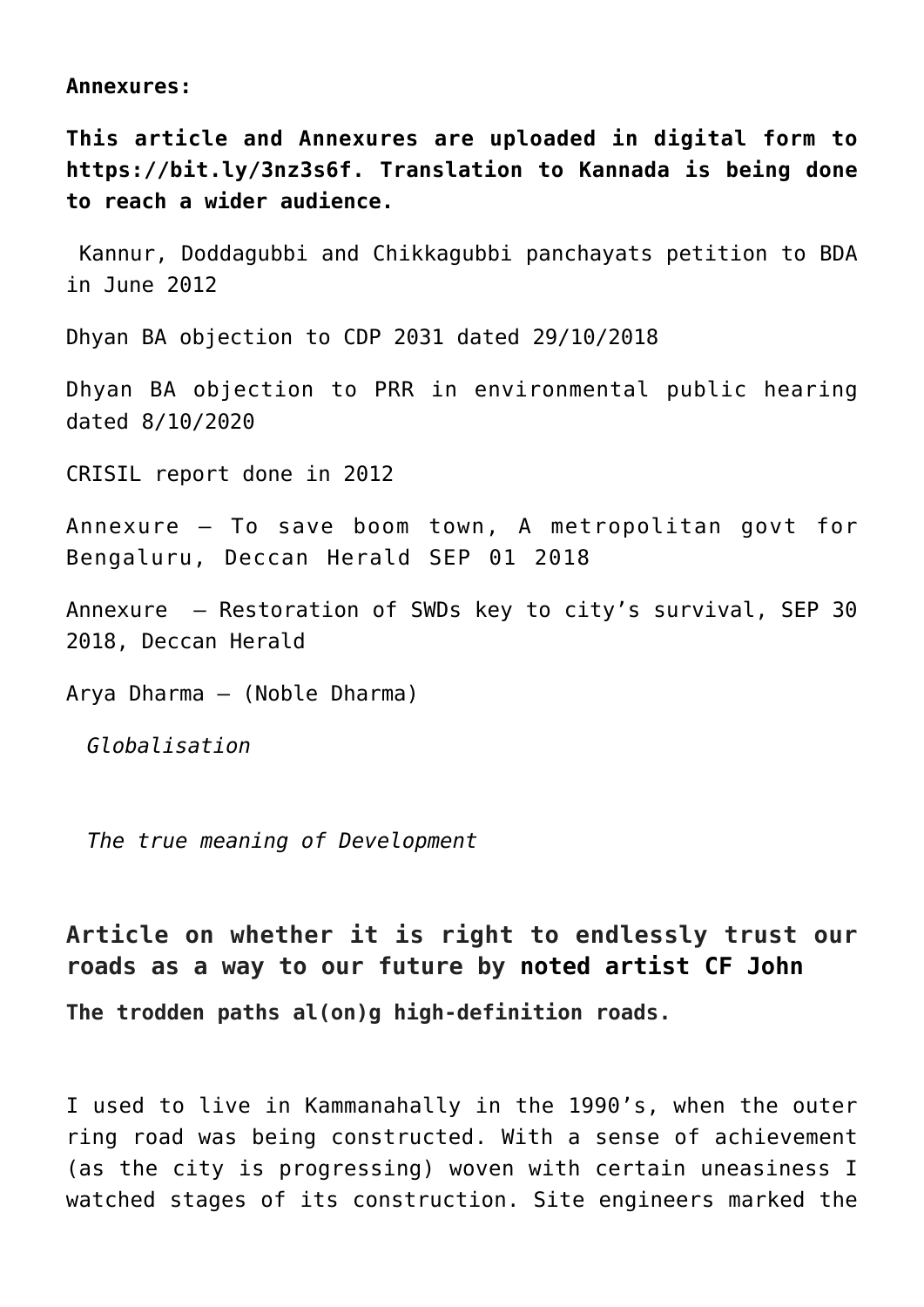**Annexures:**

**This article and Annexures are uploaded in digital form to https://bit.ly/3nz3s6f. Translation to Kannada is being done to reach a wider audience.**

Kannur, Doddagubbi and Chikkagubbi panchayats petition to BDA in June 2012

Dhyan BA objection to CDP 2031 dated 29/10/2018

Dhyan BA objection to PRR in environmental public hearing dated 8/10/2020

CRISIL report done in 2012

Annexure – To save boom town, A metropolitan govt for Bengaluru, Deccan Herald SEP 01 2018

Annexure – Restoration of SWDs key to city's survival, SEP 30 2018, Deccan Herald

Arya Dharma – (Noble Dharma)

*Globalisation*

*The true meaning of Development*

## Article on whether it is right to endlessly trust our roads as a way to our future by noted artist CF John

**The trodden paths al(on)g high-definition roads.**

I used to live in Kammanahally in the 1990's, when the outer ring road was being constructed. With a sense of achievement (as the city is progressing) woven with certain uneasiness I watched stages of its construction. Site engineers marked the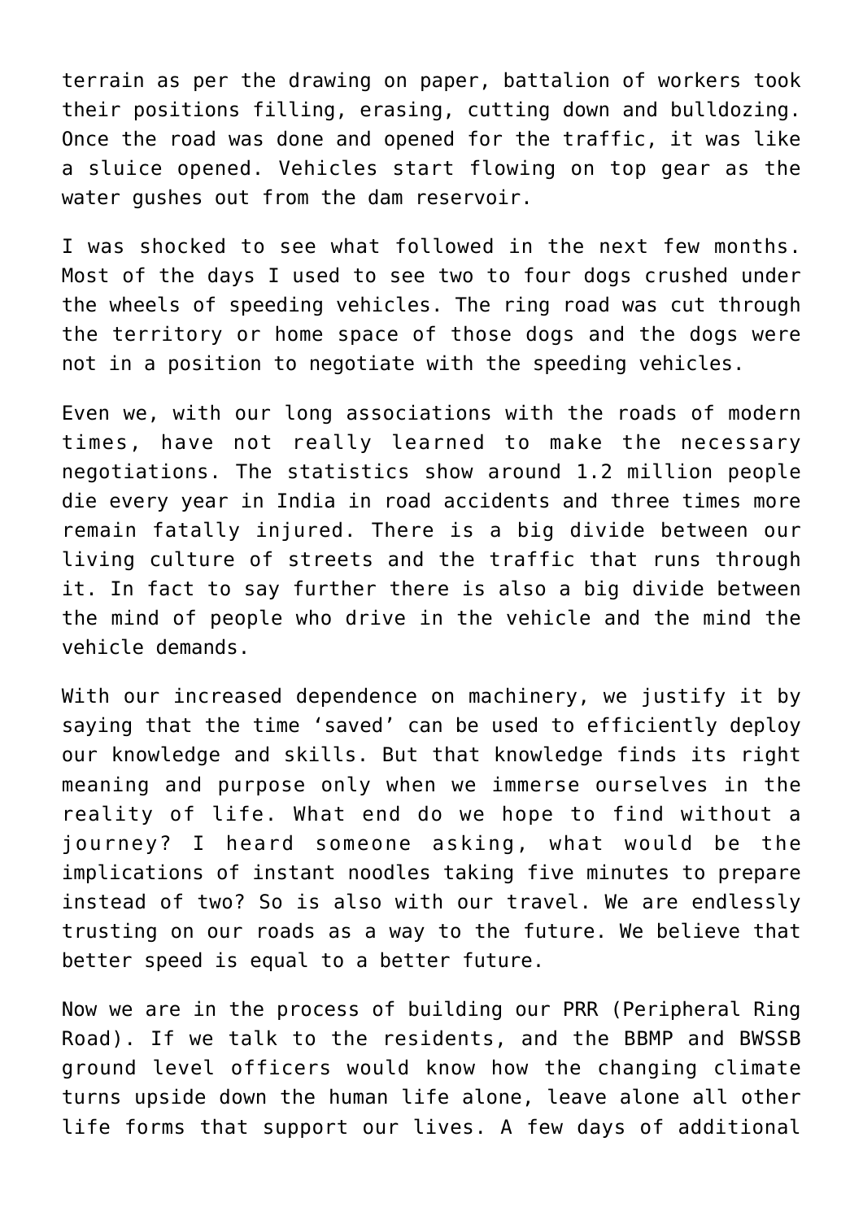terrain as per the drawing on paper, battalion of workers took their positions filling, erasing, cutting down and bulldozing. Once the road was done and opened for the traffic, it was like a sluice opened. Vehicles start flowing on top gear as the water gushes out from the dam reservoir.

I was shocked to see what followed in the next few months. Most of the days I used to see two to four dogs crushed under the wheels of speeding vehicles. The ring road was cut through the territory or home space of those dogs and the dogs were not in a position to negotiate with the speeding vehicles.

Even we, with our long associations with the roads of modern times, have not really learned to make the necessary negotiations. The statistics show around 1.2 million people die every year in India in road accidents and three times more remain fatally injured. There is a big divide between our living culture of streets and the traffic that runs through it. In fact to say further there is also a big divide between the mind of people who drive in the vehicle and the mind the vehicle demands.

With our increased dependence on machinery, we justify it by saying that the time 'saved' can be used to efficiently deploy our knowledge and skills. But that knowledge finds its right meaning and purpose only when we immerse ourselves in the reality of life. What end do we hope to find without a journey? I heard someone asking, what would be the implications of instant noodles taking five minutes to prepare instead of two? So is also with our travel. We are endlessly trusting on our roads as a way to the future. We believe that better speed is equal to a better future.

Now we are in the process of building our PRR (Peripheral Ring Road). If we talk to the residents, and the BBMP and BWSSB ground level officers would know how the changing climate turns upside down the human life alone, leave alone all other life forms that support our lives. A few days of additional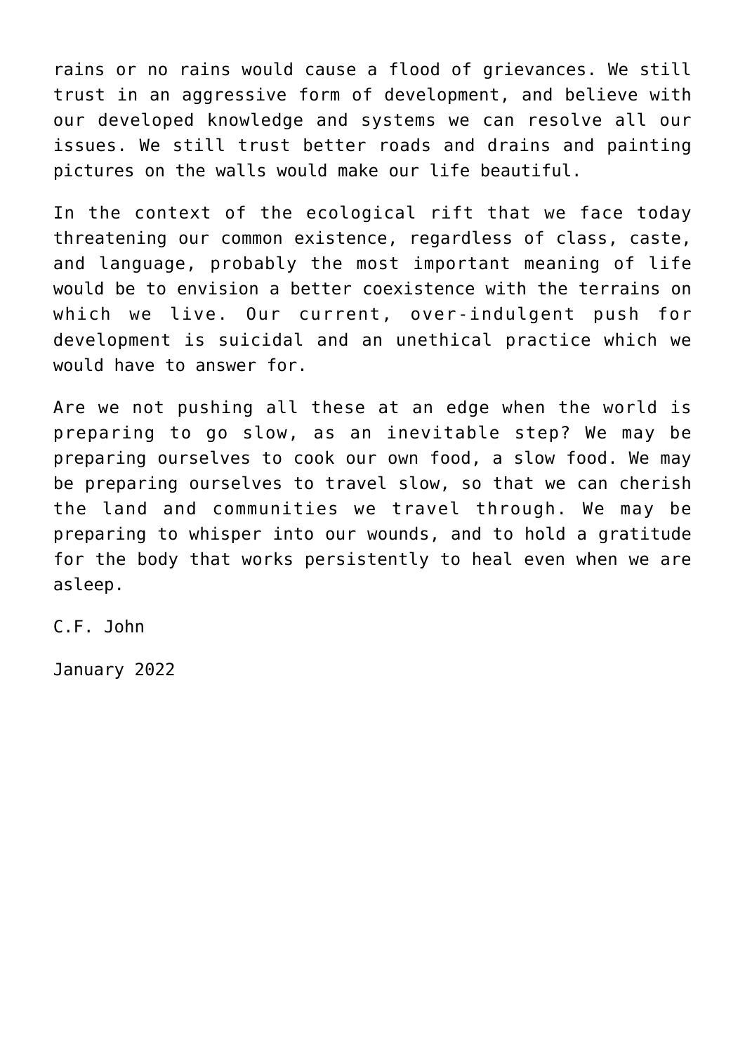rains or no rains would cause a flood of grievances. We still trust in an aggressive form of development, and believe with our developed knowledge and systems we can resolve all our issues. We still trust better roads and drains and painting pictures on the walls would make our life beautiful.

In the context of the ecological rift that we face today threatening our common existence, regardless of class, caste, and language, probably the most important meaning of life would be to envision a better coexistence with the terrains on which we live. Our current, over-indulgent push for development is suicidal and an unethical practice which we would have to answer for.

Are we not pushing all these at an edge when the world is preparing to go slow, as an inevitable step? We may be preparing ourselves to cook our own food, a slow food. We may be preparing ourselves to travel slow, so that we can cherish the land and communities we travel through. We may be preparing to whisper into our wounds, and to hold a gratitude for the body that works persistently to heal even when we are asleep.

C.F. John

January 2022